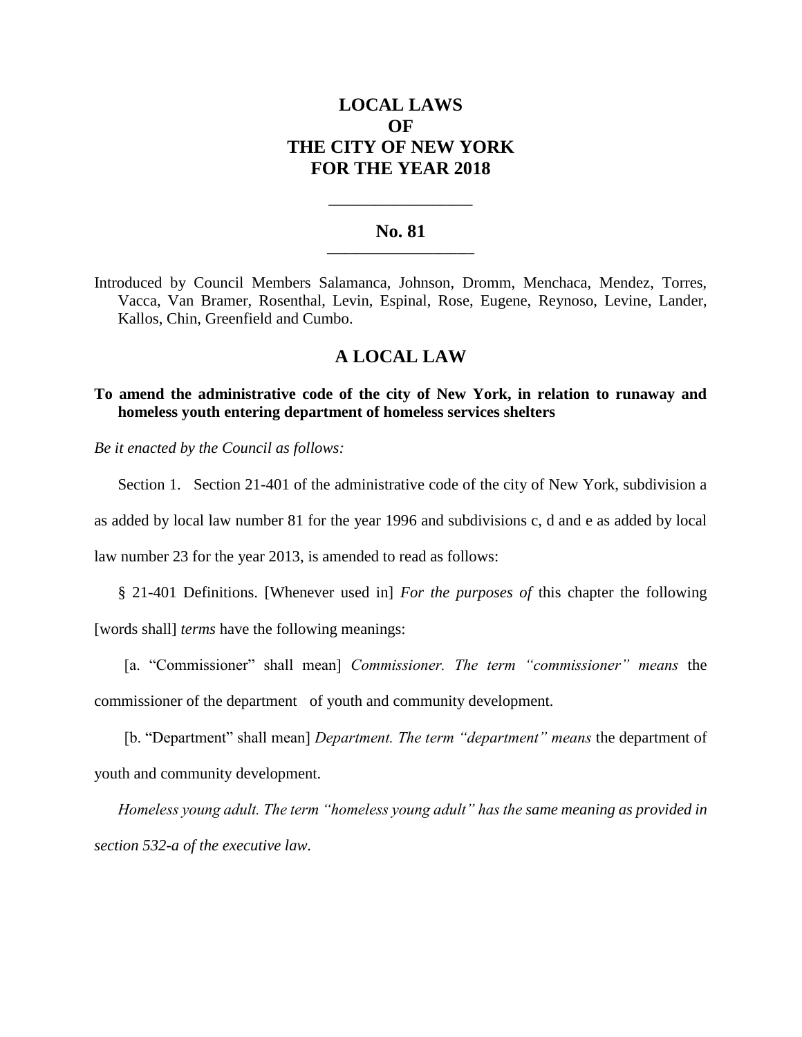# LOCAL LAWS
# OF
# THE CITY OF NEW YORK
# FOR THE YEAR 2018

---

## No. 81

---

Introduced by Council Members Salamanca, Johnson, Dromm, Menchaca, Mendez, Torres, Vacca, Van Bramer, Rosenthal, Levin, Espinal, Rose, Eugene, Reynoso, Levine, Lander, Kallos, Chin, Greenfield and Cumbo.

## A LOCAL LAW

**To amend the administrative code of the city of New York, in relation to runaway and homeless youth entering department of homeless services shelters**

*Be it enacted by the Council as follows:*

Section 1. Section 21-401 of the administrative code of the city of New York, subdivision a as added by local law number 81 for the year 1996 and subdivisions c, d and e as added by local law number 23 for the year 2013, is amended to read as follows:

§ 21-401 Definitions. [Whenever used in] *For the purposes of* this chapter the following [words shall] *terms* have the following meanings:

[a. "Commissioner" shall mean] *Commissioner. The term "commissioner" means* the commissioner of the department of youth and community development.

[b. "Department" shall mean] *Department. The term "department" means* the department of youth and community development.

*Homeless young adult. The term "homeless young adult" has the same meaning as provided in section 532-a of the executive law.*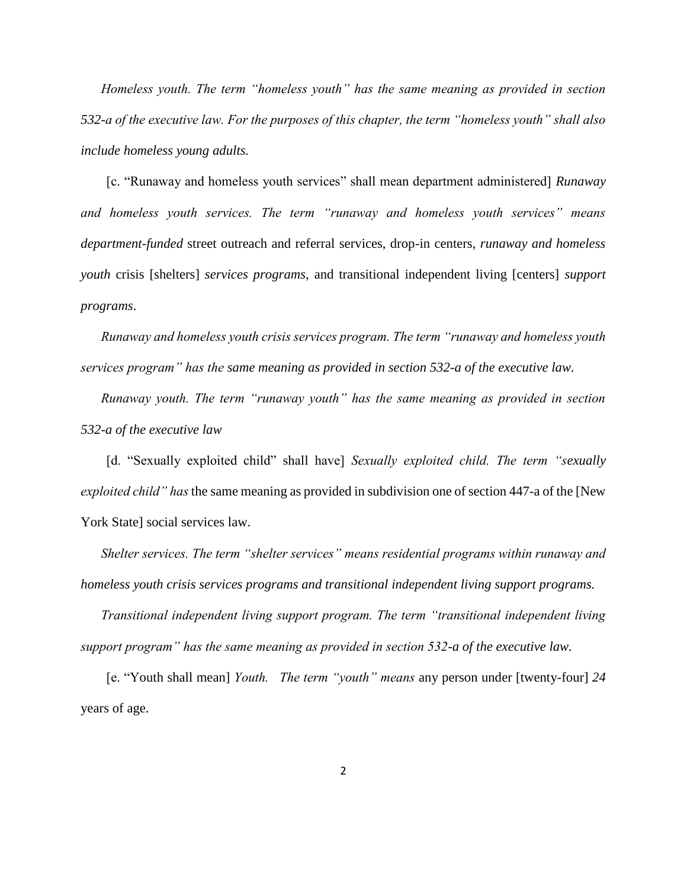*Homeless youth. The term "homeless youth" has the same meaning as provided in section 532-a of the executive law. For the purposes of this chapter, the term "homeless youth" shall also include homeless young adults.*

[c. "Runaway and homeless youth services" shall mean department administered] *Runaway and homeless youth services. The term "runaway and homeless youth services" means department-funded* street outreach and referral services, drop-in centers, *runaway and homeless youth* crisis [shelters] *services programs*, and transitional independent living [centers] *support programs*.

*Runaway and homeless youth crisis services program. The term "runaway and homeless youth services program" has the same meaning as provided in section 532-a of the executive law.*

*Runaway youth. The term "runaway youth" has the same meaning as provided in section 532-a of the executive law*

[d. "Sexually exploited child" shall have] *Sexually exploited child. The term "sexually exploited child" has* the same meaning as provided in subdivision one of section 447-a of the [New York State] social services law.

*Shelter services. The term "shelter services" means residential programs within runaway and homeless youth crisis services programs and transitional independent living support programs.*

*Transitional independent living support program. The term "transitional independent living support program" has the same meaning as provided in section 532-a of the executive law.*

[e. "Youth shall mean] *Youth. The term "youth" means* any person under [twenty-four] *24* years of age.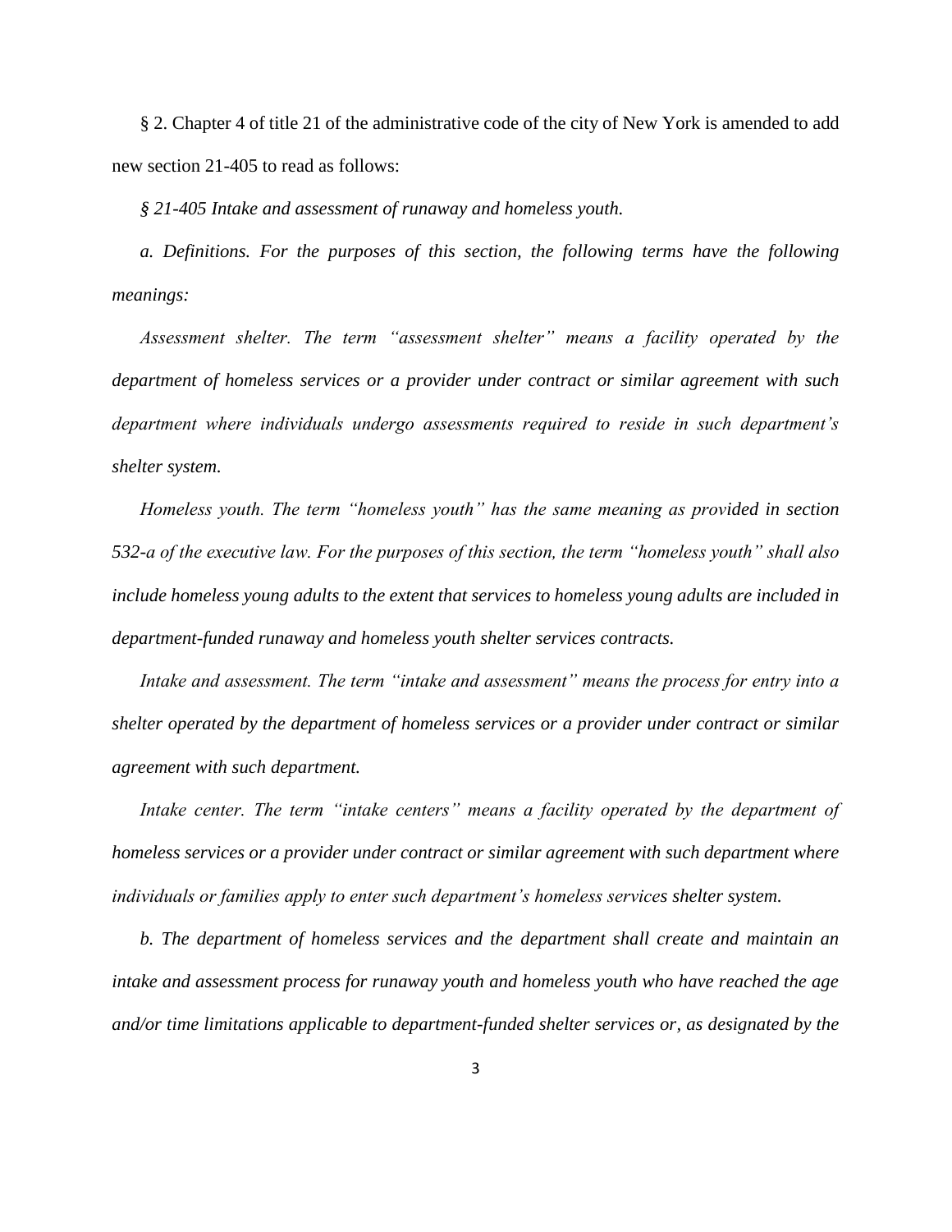§ 2. Chapter 4 of title 21 of the administrative code of the city of New York is amended to add new section 21-405 to read as follows:

*§ 21-405 Intake and assessment of runaway and homeless youth.*

*a. Definitions. For the purposes of this section, the following terms have the following meanings:*

*Assessment shelter. The term "assessment shelter" means a facility operated by the department of homeless services or a provider under contract or similar agreement with such department where individuals undergo assessments required to reside in such department's shelter system.*

*Homeless youth. The term "homeless youth" has the same meaning as provided in section 532-a of the executive law. For the purposes of this section, the term "homeless youth" shall also include homeless young adults to the extent that services to homeless young adults are included in department-funded runaway and homeless youth shelter services contracts.*

*Intake and assessment. The term "intake and assessment" means the process for entry into a shelter operated by the department of homeless services or a provider under contract or similar agreement with such department.*

*Intake center. The term "intake centers" means a facility operated by the department of homeless services or a provider under contract or similar agreement with such department where individuals or families apply to enter such department's homeless services shelter system.*

*b. The department of homeless services and the department shall create and maintain an intake and assessment process for runaway youth and homeless youth who have reached the age and/or time limitations applicable to department-funded shelter services or, as designated by the*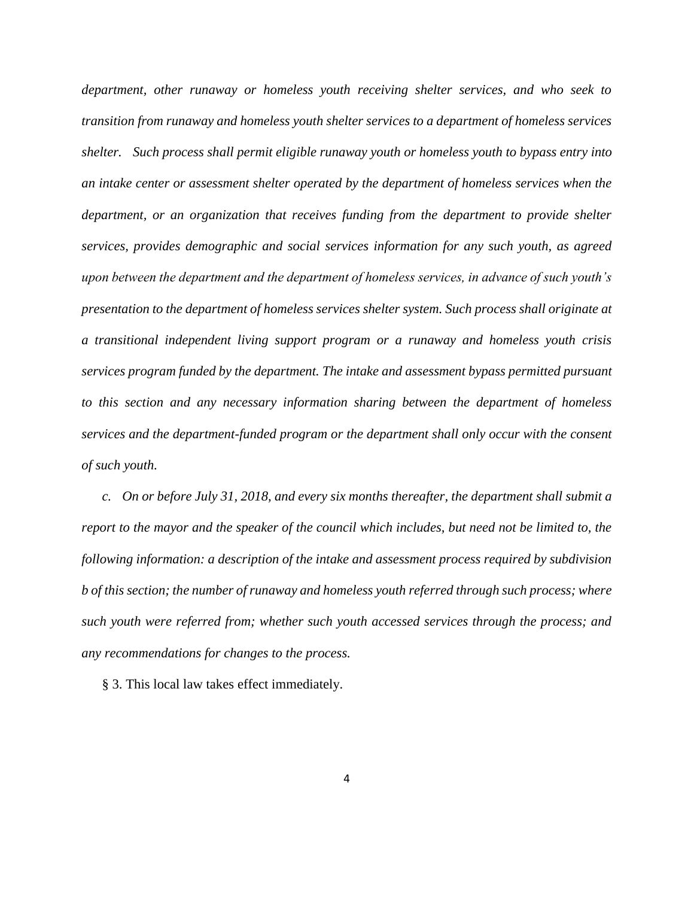*department, other runaway or homeless youth receiving shelter services, and who seek to transition from runaway and homeless youth shelter services to a department of homeless services shelter. Such process shall permit eligible runaway youth or homeless youth to bypass entry into an intake center or assessment shelter operated by the department of homeless services when the department, or an organization that receives funding from the department to provide shelter services, provides demographic and social services information for any such youth, as agreed upon between the department and the department of homeless services, in advance of such youth's presentation to the department of homeless services shelter system. Such process shall originate at a transitional independent living support program or a runaway and homeless youth crisis services program funded by the department. The intake and assessment bypass permitted pursuant to this section and any necessary information sharing between the department of homeless services and the department-funded program or the department shall only occur with the consent of such youth.*

*c. On or before July 31, 2018, and every six months thereafter, the department shall submit a report to the mayor and the speaker of the council which includes, but need not be limited to, the following information: a description of the intake and assessment process required by subdivision b of this section; the number of runaway and homeless youth referred through such process; where such youth were referred from; whether such youth accessed services through the process; and any recommendations for changes to the process.*

§ 3. This local law takes effect immediately.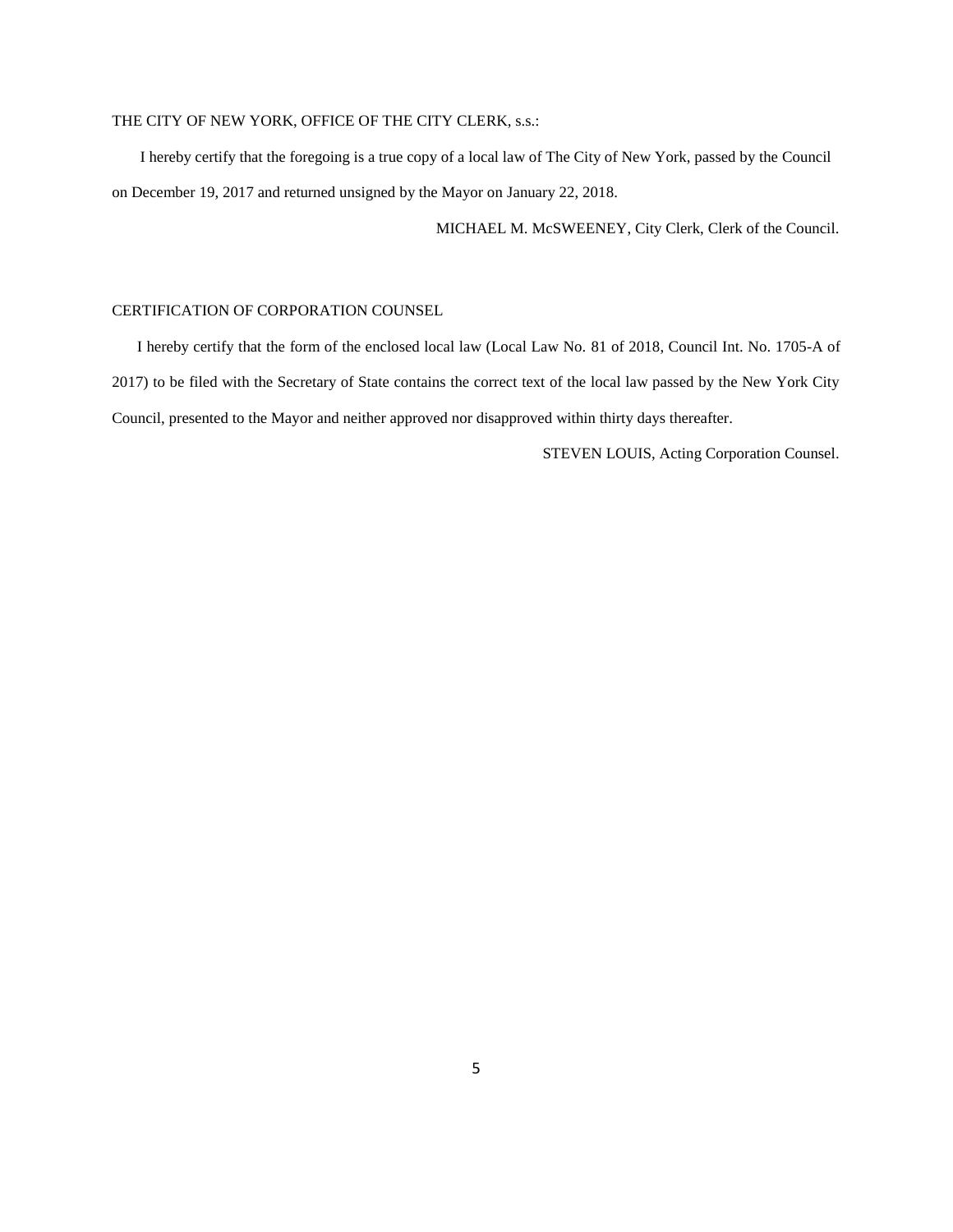THE CITY OF NEW YORK, OFFICE OF THE CITY CLERK, s.s.:

I hereby certify that the foregoing is a true copy of a local law of The City of New York, passed by the Council on December 19, 2017 and returned unsigned by the Mayor on January 22, 2018.

MICHAEL M. McSWEENEY, City Clerk, Clerk of the Council.

CERTIFICATION OF CORPORATION COUNSEL

I hereby certify that the form of the enclosed local law (Local Law No. 81 of 2018, Council Int. No. 1705-A of 2017) to be filed with the Secretary of State contains the correct text of the local law passed by the New York City Council, presented to the Mayor and neither approved nor disapproved within thirty days thereafter.

STEVEN LOUIS, Acting Corporation Counsel.